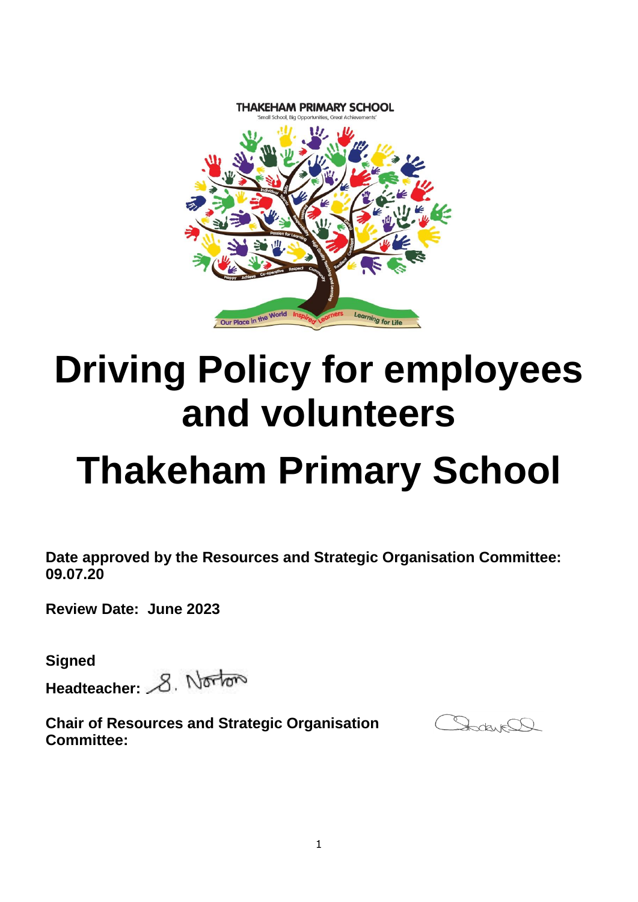THAKEHAM PRIMARY SCHOOL

'Small School, Big Opportunities, Great Achievements'

# Driving Policy for employees and volunteers

# Thakeham Primary School

**Date approved by the Resources and Strategic Organisation Committee: 09.07.20**

**Review Date: June 2023**

**Signed**

**Headteacher:** S. Norton

**Chair of Resources and Strategic Organisation Committee:**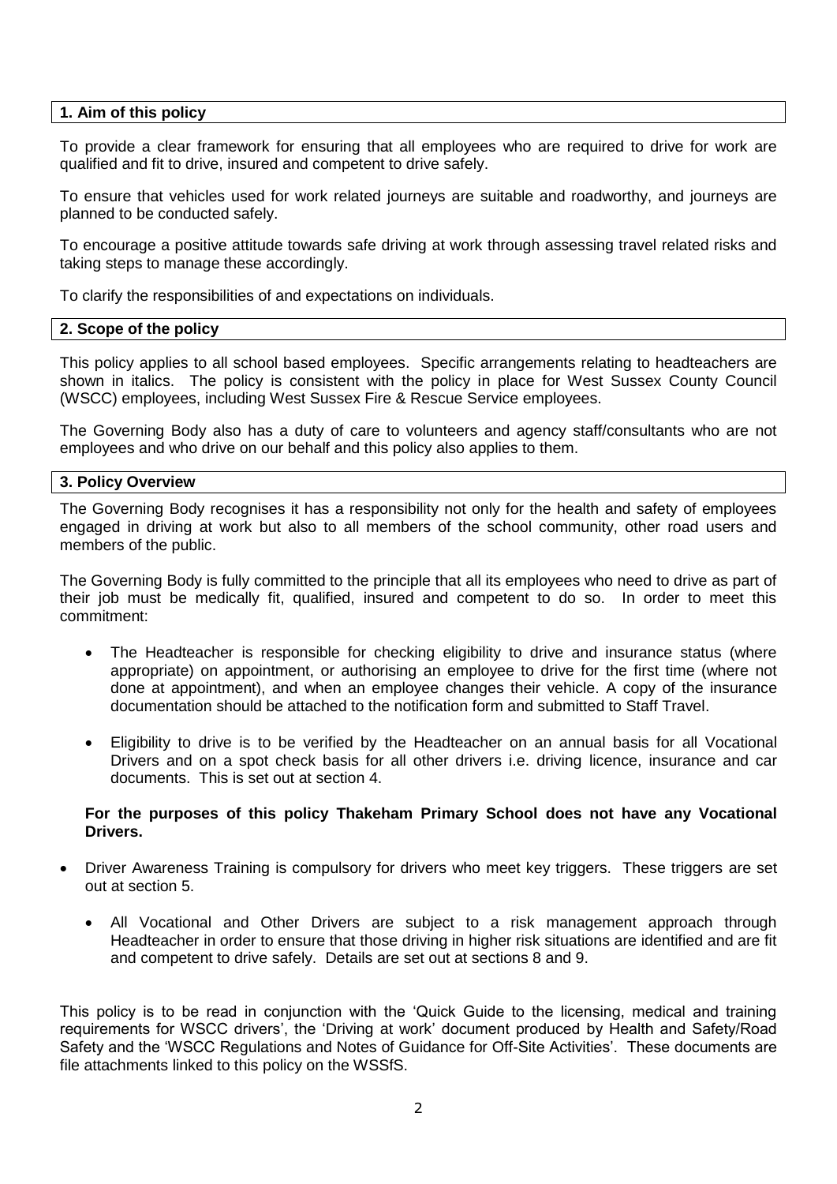## 1. Aim of this policy

To provide a clear framework for ensuring that all employees who are required to drive for work are qualified and fit to drive, insured and competent to drive safely.

To ensure that vehicles used for work related journeys are suitable and roadworthy, and journeys are planned to be conducted safely.

To encourage a positive attitude towards safe driving at work through assessing travel related risks and taking steps to manage these accordingly.

To clarify the responsibilities of and expectations on individuals.

## 2. Scope of the policy

This policy applies to all school based employees. Specific arrangements relating to headteachers are shown in italics. The policy is consistent with the policy in place for West Sussex County Council (WSCC) employees, including West Sussex Fire & Rescue Service employees.

The Governing Body also has a duty of care to volunteers and agency staff/consultants who are not employees and who drive on our behalf and this policy also applies to them.

## 3. Policy Overview

The Governing Body recognises it has a responsibility not only for the health and safety of employees engaged in driving at work but also to all members of the school community, other road users and members of the public.

The Governing Body is fully committed to the principle that all its employees who need to drive as part of their job must be medically fit, qualified, insured and competent to do so. In order to meet this commitment:

- The Headteacher is responsible for checking eligibility to drive and insurance status (where appropriate) on appointment, or authorising an employee to drive for the first time (where not done at appointment), and when an employee changes their vehicle. A copy of the insurance documentation should be attached to the notification form and submitted to Staff Travel.
- Eligibility to drive is to be verified by the Headteacher on an annual basis for all Vocational Drivers and on a spot check basis for all other drivers i.e. driving licence, insurance and car documents. This is set out at section 4.

**For the purposes of this policy Thakeham Primary School does not have any Vocational Drivers.**

- Driver Awareness Training is compulsory for drivers who meet key triggers. These triggers are set out at section 5.
    - All Vocational and Other Drivers are subject to a risk management approach through Headteacher in order to ensure that those driving in higher risk situations are identified and are fit and competent to drive safely. Details are set out at sections 8 and 9.

This policy is to be read in conjunction with the 'Quick Guide to the licensing, medical and training requirements for WSCC drivers', the 'Driving at work' document produced by Health and Safety/Road Safety and the 'WSCC Regulations and Notes of Guidance for Off-Site Activities'. These documents are file attachments linked to this policy on the WSSfS.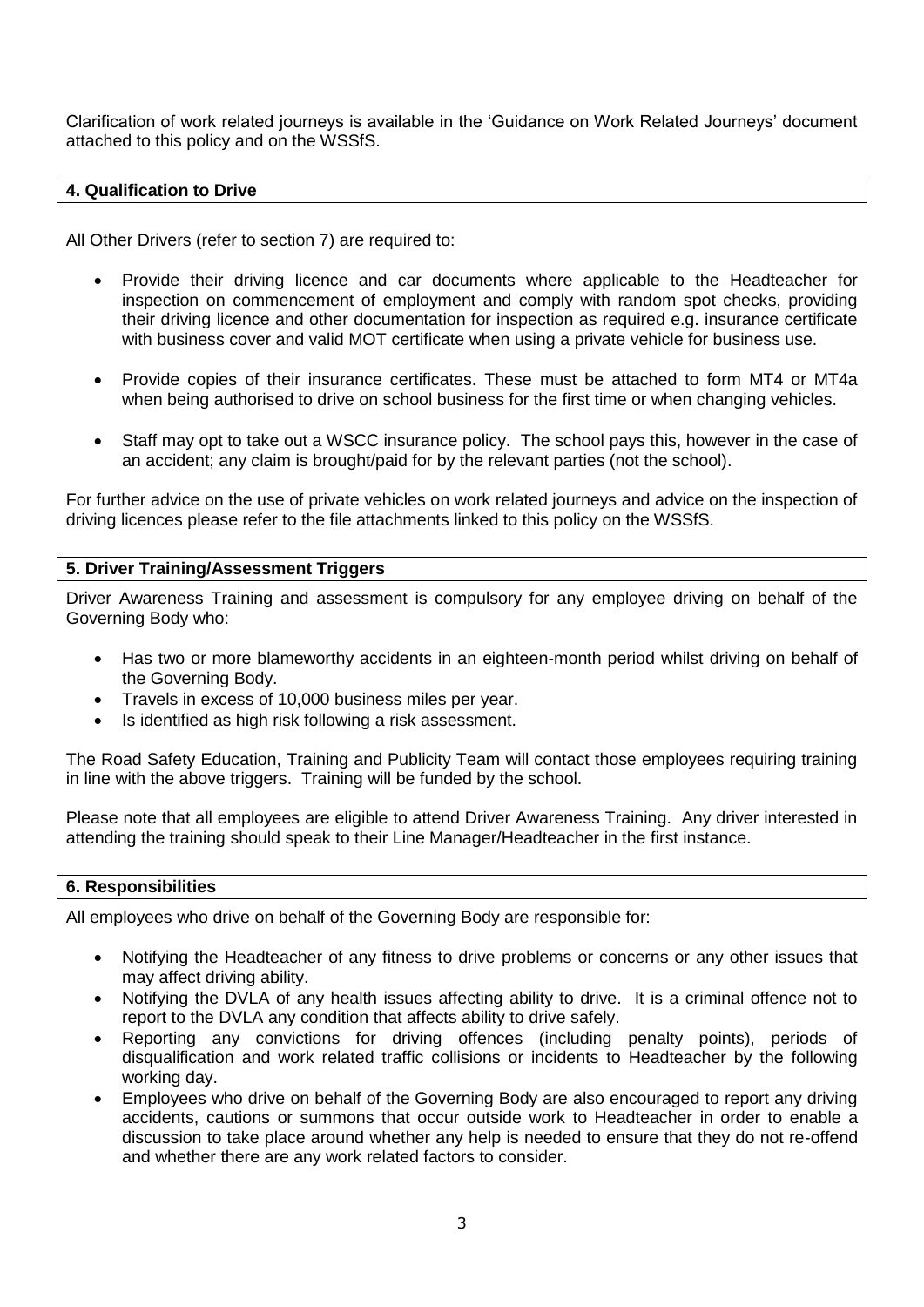Clarification of work related journeys is available in the 'Guidance on Work Related Journeys' document attached to this policy and on the WSSfS.

## 4. Qualification to Drive

All Other Drivers (refer to section 7) are required to:

- Provide their driving licence and car documents where applicable to the Headteacher for inspection on commencement of employment and comply with random spot checks, providing their driving licence and other documentation for inspection as required e.g. insurance certificate with business cover and valid MOT certificate when using a private vehicle for business use.
- Provide copies of their insurance certificates. These must be attached to form MT4 or MT4a when being authorised to drive on school business for the first time or when changing vehicles.
- Staff may opt to take out a WSCC insurance policy. The school pays this, however in the case of an accident; any claim is brought/paid for by the relevant parties (not the school).

For further advice on the use of private vehicles on work related journeys and advice on the inspection of driving licences please refer to the file attachments linked to this policy on the WSSfS.

## 5. Driver Training/Assessment Triggers

Driver Awareness Training and assessment is compulsory for any employee driving on behalf of the Governing Body who:

- Has two or more blameworthy accidents in an eighteen-month period whilst driving on behalf of the Governing Body.
- Travels in excess of 10,000 business miles per year.
- Is identified as high risk following a risk assessment.

The Road Safety Education, Training and Publicity Team will contact those employees requiring training in line with the above triggers. Training will be funded by the school.

Please note that all employees are eligible to attend Driver Awareness Training. Any driver interested in attending the training should speak to their Line Manager/Headteacher in the first instance.

## 6. Responsibilities

All employees who drive on behalf of the Governing Body are responsible for:

- Notifying the Headteacher of any fitness to drive problems or concerns or any other issues that may affect driving ability.
- Notifying the DVLA of any health issues affecting ability to drive. It is a criminal offence not to report to the DVLA any condition that affects ability to drive safely.
- Reporting any convictions for driving offences (including penalty points), periods of disqualification and work related traffic collisions or incidents to Headteacher by the following working day.
- Employees who drive on behalf of the Governing Body are also encouraged to report any driving accidents, cautions or summons that occur outside work to Headteacher in order to enable a discussion to take place around whether any help is needed to ensure that they do not re-offend and whether there are any work related factors to consider.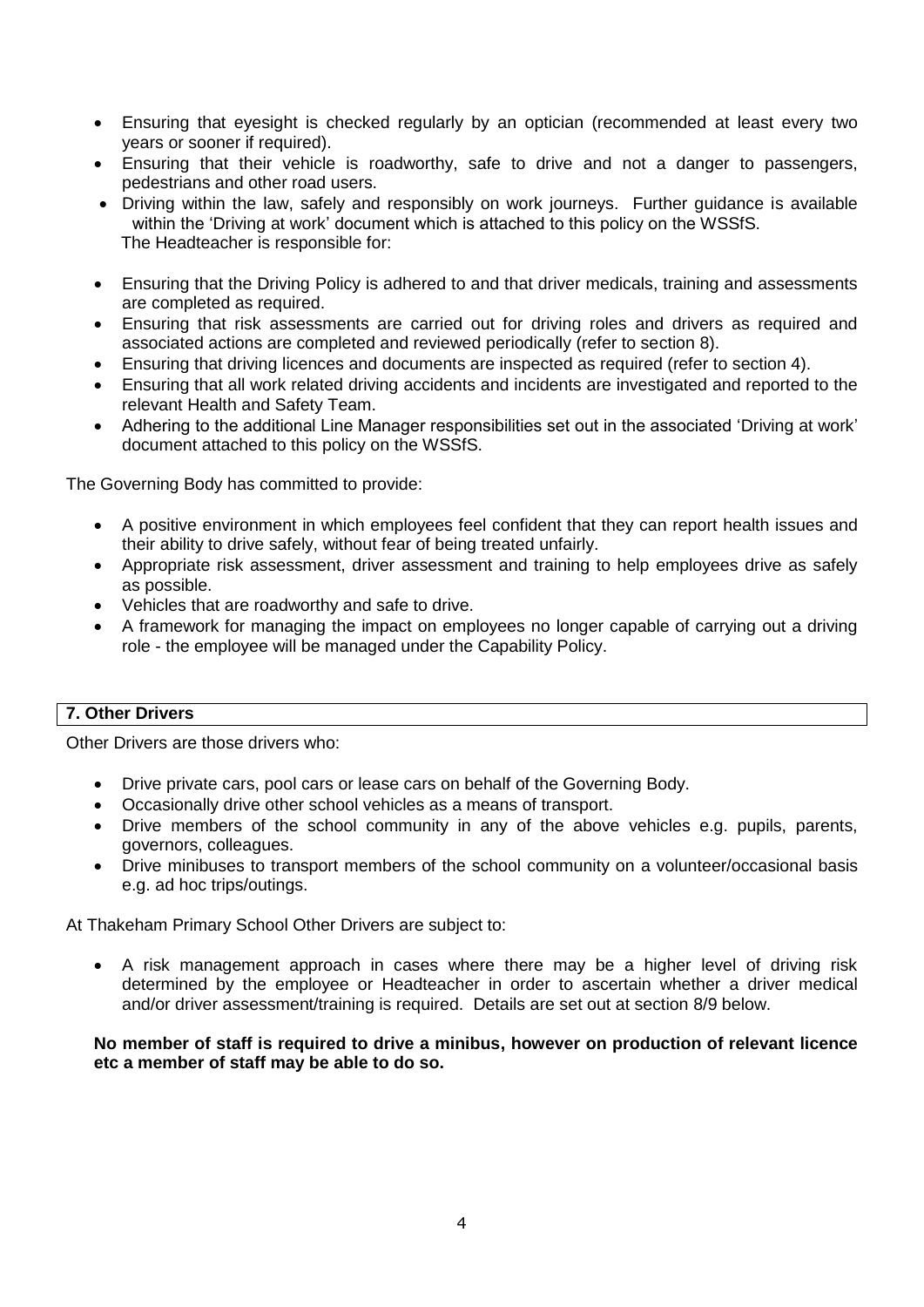- Ensuring that eyesight is checked regularly by an optician (recommended at least every two years or sooner if required).
- Ensuring that their vehicle is roadworthy, safe to drive and not a danger to passengers, pedestrians and other road users.
- Driving within the law, safely and responsibly on work journeys. Further guidance is available within the 'Driving at work' document which is attached to this policy on the WSSfS.

The Headteacher is responsible for:

- Ensuring that the Driving Policy is adhered to and that driver medicals, training and assessments are completed as required.
- Ensuring that risk assessments are carried out for driving roles and drivers as required and associated actions are completed and reviewed periodically (refer to section 8).
- Ensuring that driving licences and documents are inspected as required (refer to section 4).
- Ensuring that all work related driving accidents and incidents are investigated and reported to the relevant Health and Safety Team.
- Adhering to the additional Line Manager responsibilities set out in the associated 'Driving at work' document attached to this policy on the WSSfS.

The Governing Body has committed to provide:

- A positive environment in which employees feel confident that they can report health issues and their ability to drive safely, without fear of being treated unfairly.
- Appropriate risk assessment, driver assessment and training to help employees drive as safely as possible.
- Vehicles that are roadworthy and safe to drive.
- A framework for managing the impact on employees no longer capable of carrying out a driving role - the employee will be managed under the Capability Policy.

## 7. Other Drivers

Other Drivers are those drivers who:

- Drive private cars, pool cars or lease cars on behalf of the Governing Body.
- Occasionally drive other school vehicles as a means of transport.
- Drive members of the school community in any of the above vehicles e.g. pupils, parents, governors, colleagues.
- Drive minibuses to transport members of the school community on a volunteer/occasional basis e.g. ad hoc trips/outings.

At Thakeham Primary School Other Drivers are subject to:

- A risk management approach in cases where there may be a higher level of driving risk determined by the employee or Headteacher in order to ascertain whether a driver medical and/or driver assessment/training is required. Details are set out at section 8/9 below.

**No member of staff is required to drive a minibus, however on production of relevant licence etc a member of staff may be able to do so.**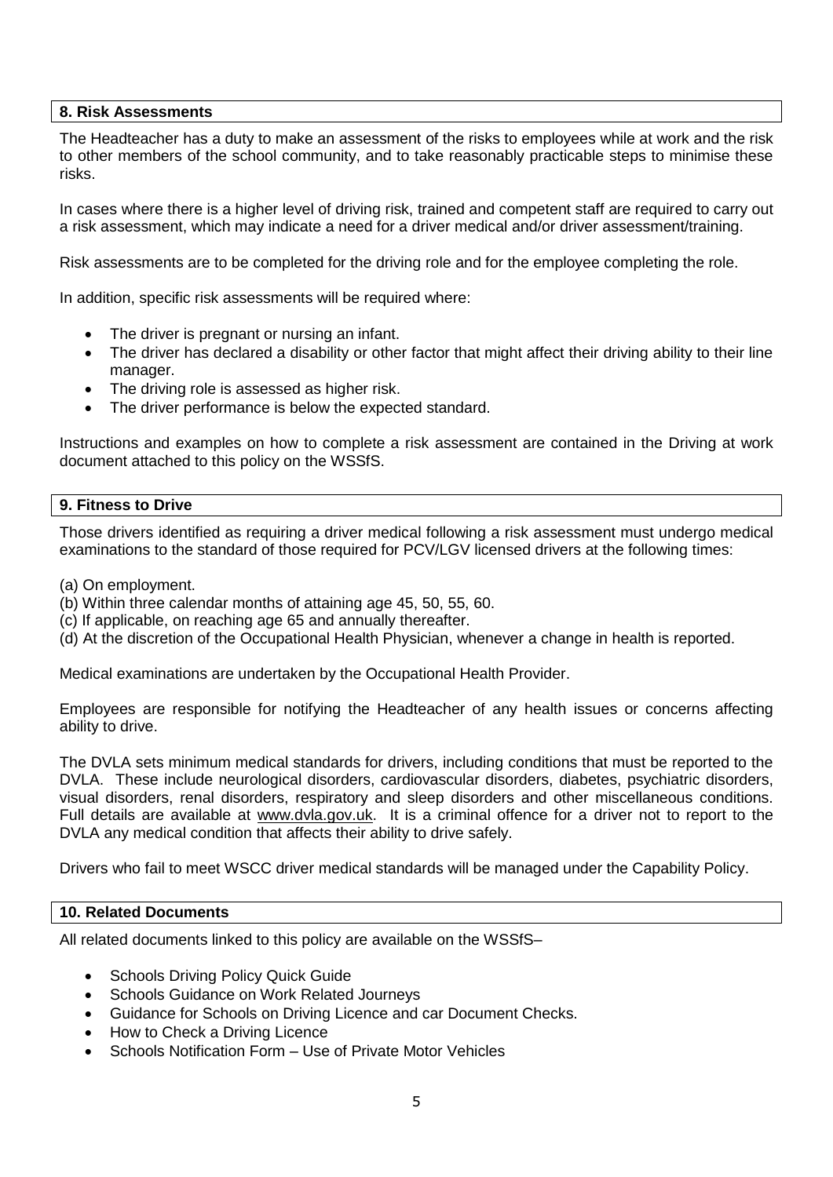## 8. Risk Assessments

The Headteacher has a duty to make an assessment of the risks to employees while at work and the risk to other members of the school community, and to take reasonably practicable steps to minimise these risks.

In cases where there is a higher level of driving risk, trained and competent staff are required to carry out a risk assessment, which may indicate a need for a driver medical and/or driver assessment/training.

Risk assessments are to be completed for the driving role and for the employee completing the role.

In addition, specific risk assessments will be required where:

- The driver is pregnant or nursing an infant.
- The driver has declared a disability or other factor that might affect their driving ability to their line manager.
- The driving role is assessed as higher risk.
- The driver performance is below the expected standard.

Instructions and examples on how to complete a risk assessment are contained in the Driving at work document attached to this policy on the WSSfS.

## 9. Fitness to Drive

Those drivers identified as requiring a driver medical following a risk assessment must undergo medical examinations to the standard of those required for PCV/LGV licensed drivers at the following times:

(a) On employment.
(b) Within three calendar months of attaining age 45, 50, 55, 60.
(c) If applicable, on reaching age 65 and annually thereafter.
(d) At the discretion of the Occupational Health Physician, whenever a change in health is reported.

Medical examinations are undertaken by the Occupational Health Provider.

Employees are responsible for notifying the Headteacher of any health issues or concerns affecting ability to drive.

The DVLA sets minimum medical standards for drivers, including conditions that must be reported to the DVLA. These include neurological disorders, cardiovascular disorders, diabetes, psychiatric disorders, visual disorders, renal disorders, respiratory and sleep disorders and other miscellaneous conditions. Full details are available at www.dvla.gov.uk. It is a criminal offence for a driver not to report to the DVLA any medical condition that affects their ability to drive safely.

Drivers who fail to meet WSCC driver medical standards will be managed under the Capability Policy.

## 10. Related Documents

All related documents linked to this policy are available on the WSSfS–

- Schools Driving Policy Quick Guide
- Schools Guidance on Work Related Journeys
- Guidance for Schools on Driving Licence and car Document Checks.
- How to Check a Driving Licence
- Schools Notification Form – Use of Private Motor Vehicles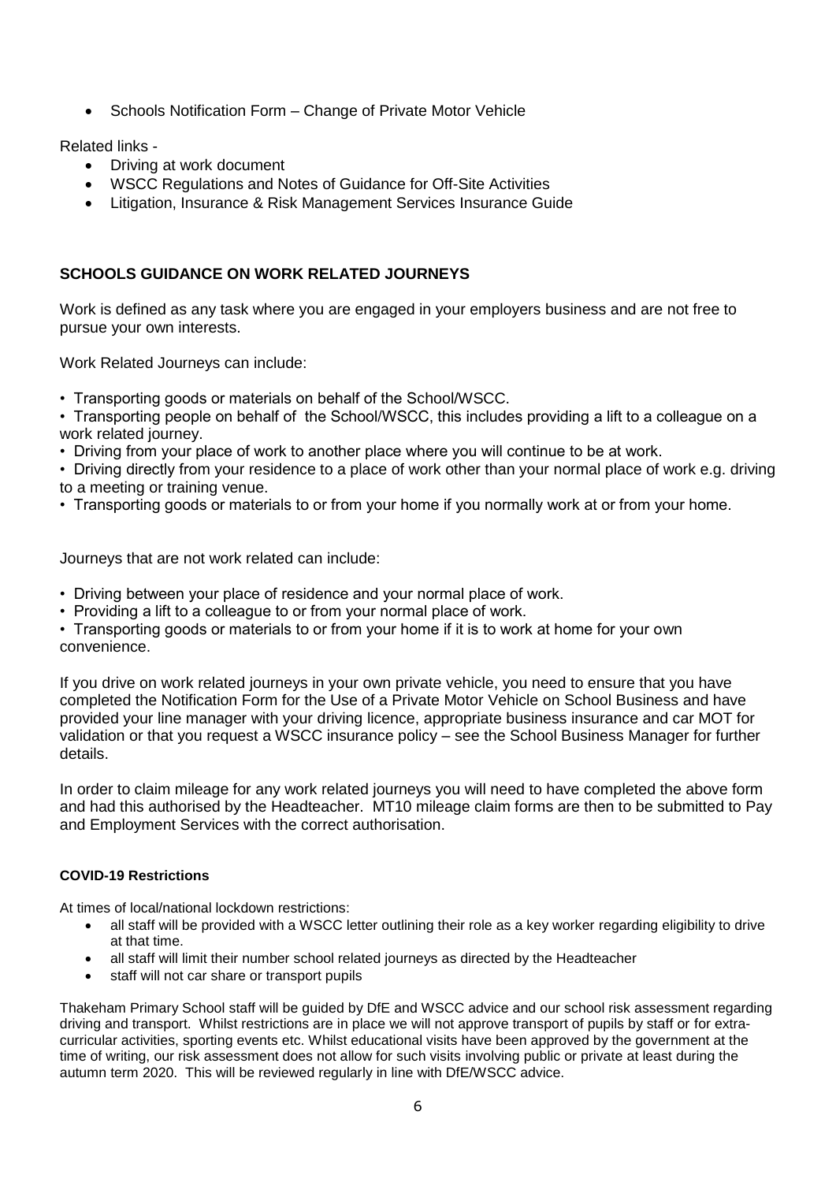- Schools Notification Form – Change of Private Motor Vehicle

Related links -

- Driving at work document
- WSCC Regulations and Notes of Guidance for Off-Site Activities
- Litigation, Insurance & Risk Management Services Insurance Guide

## SCHOOLS GUIDANCE ON WORK RELATED JOURNEYS

Work is defined as any task where you are engaged in your employers business and are not free to pursue your own interests.

Work Related Journeys can include:

- Transporting goods or materials on behalf of the School/WSCC.
- Transporting people on behalf of the School/WSCC, this includes providing a lift to a colleague on a work related journey.
- Driving from your place of work to another place where you will continue to be at work.
- Driving directly from your residence to a place of work other than your normal place of work e.g. driving to a meeting or training venue.
- Transporting goods or materials to or from your home if you normally work at or from your home.

Journeys that are not work related can include:

- Driving between your place of residence and your normal place of work.
- Providing a lift to a colleague to or from your normal place of work.
- Transporting goods or materials to or from your home if it is to work at home for your own convenience.

If you drive on work related journeys in your own private vehicle, you need to ensure that you have completed the Notification Form for the Use of a Private Motor Vehicle on School Business and have provided your line manager with your driving licence, appropriate business insurance and car MOT for validation or that you request a WSCC insurance policy – see the School Business Manager for further details.

In order to claim mileage for any work related journeys you will need to have completed the above form and had this authorised by the Headteacher. MT10 mileage claim forms are then to be submitted to Pay and Employment Services with the correct authorisation.

### COVID-19 Restrictions

At times of local/national lockdown restrictions:

- all staff will be provided with a WSCC letter outlining their role as a key worker regarding eligibility to drive at that time.
- all staff will limit their number school related journeys as directed by the Headteacher
- staff will not car share or transport pupils

Thakeham Primary School staff will be guided by DfE and WSCC advice and our school risk assessment regarding driving and transport. Whilst restrictions are in place we will not approve transport of pupils by staff or for extra-curricular activities, sporting events etc. Whilst educational visits have been approved by the government at the time of writing, our risk assessment does not allow for such visits involving public or private at least during the autumn term 2020. This will be reviewed regularly in line with DfE/WSCC advice.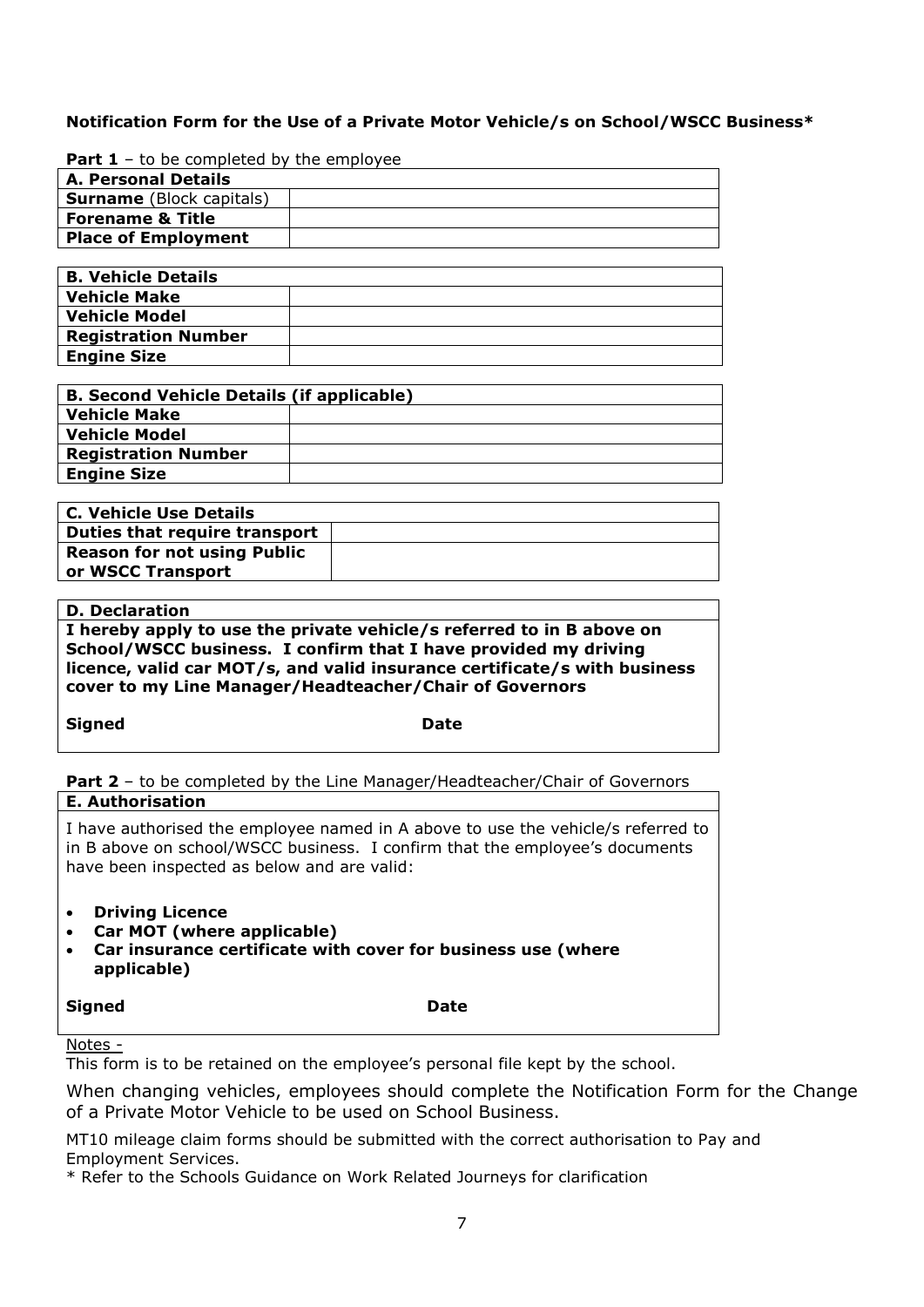**Notification Form for the Use of a Private Motor Vehicle/s on School/WSCC Business***

**Part 1** – to be completed by the employee

| **A. Personal Details** | |
|---|---|
| **Surname** (Block capitals) | |
| **Forename & Title** | |
| **Place of Employment** | |

| **B. Vehicle Details** | |
|---|---|
| **Vehicle Make** | |
| **Vehicle Model** | |
| **Registration Number** | |
| **Engine Size** | |

| **B. Second Vehicle Details (if applicable)** | |
|---|---|
| **Vehicle Make** | |
| **Vehicle Model** | |
| **Registration Number** | |
| **Engine Size** | |

| **C. Vehicle Use Details** | |
|---|---|
| **Duties that require transport** | |
| **Reason for not using Public or WSCC Transport** | |

**D. Declaration**

**I hereby apply to use the private vehicle/s referred to in B above on School/WSCC business. I confirm that I have provided my driving licence, valid car MOT/s, and valid insurance certificate/s with business cover to my Line Manager/Headteacher/Chair of Governors**

**Signed** **Date**

**Part 2** – to be completed by the Line Manager/Headteacher/Chair of Governors

**E. Authorisation**

I have authorised the employee named in A above to use the vehicle/s referred to in B above on school/WSCC business. I confirm that the employee's documents have been inspected as below and are valid:

- **Driving Licence**
- **Car MOT (where applicable)**
- **Car insurance certificate with cover for business use (where applicable)**

**Signed** **Date**

Notes -

This form is to be retained on the employee's personal file kept by the school.

When changing vehicles, employees should complete the Notification Form for the Change of a Private Motor Vehicle to be used on School Business.

MT10 mileage claim forms should be submitted with the correct authorisation to Pay and Employment Services.

\* Refer to the Schools Guidance on Work Related Journeys for clarification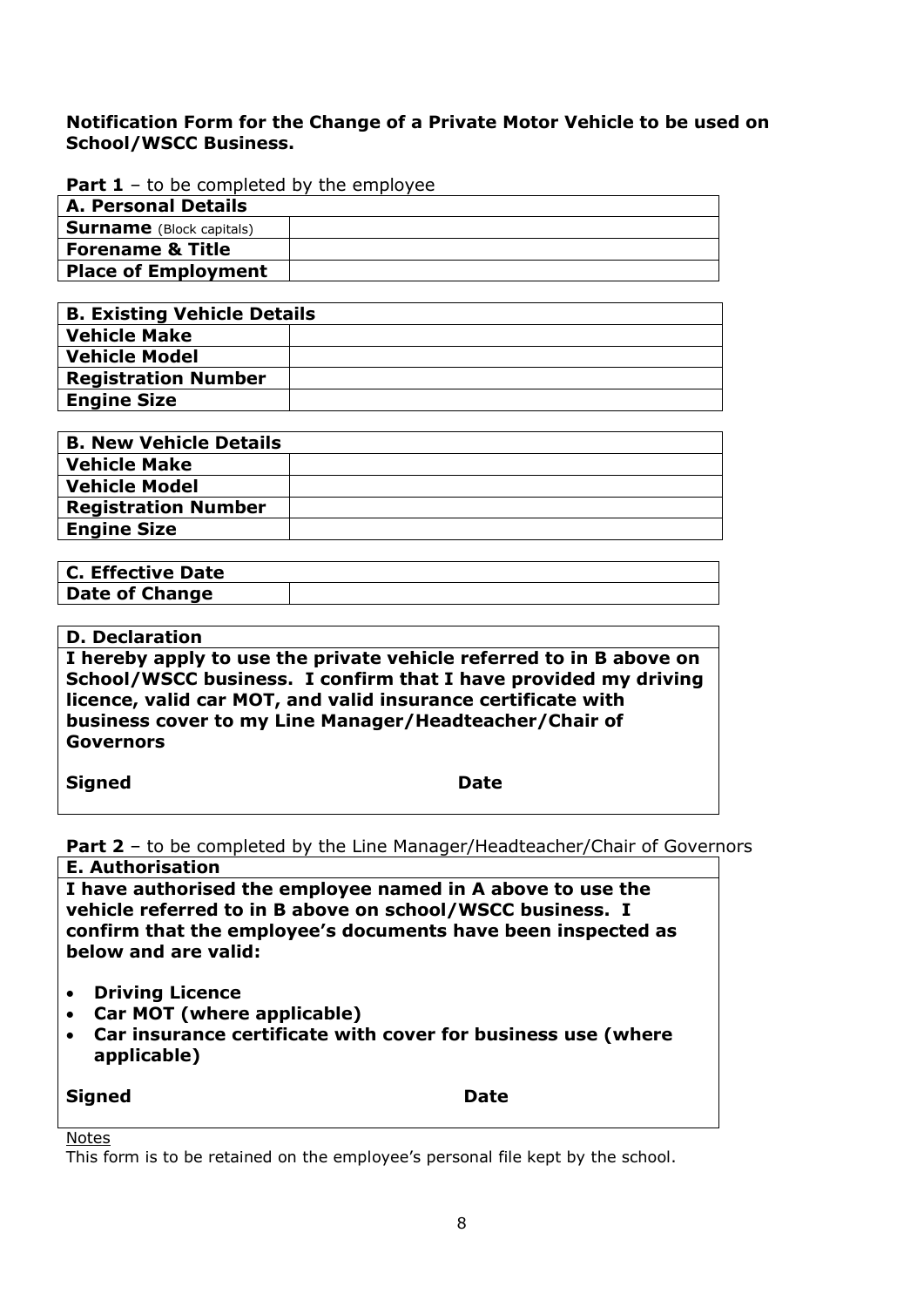**Notification Form for the Change of a Private Motor Vehicle to be used on School/WSCC Business.**

**Part 1** – to be completed by the employee

| **A. Personal Details** | |
|---|---|
| **Surname** (Block capitals) | |
| **Forename & Title** | |
| **Place of Employment** | |

| **B. Existing Vehicle Details** | |
|---|---|
| **Vehicle Make** | |
| **Vehicle Model** | |
| **Registration Number** | |
| **Engine Size** | |

| **B. New Vehicle Details** | |
|---|---|
| **Vehicle Make** | |
| **Vehicle Model** | |
| **Registration Number** | |
| **Engine Size** | |

| **C. Effective Date** | |
|---|---|
| **Date of Change** | |

**D. Declaration**

**I hereby apply to use the private vehicle referred to in B above on School/WSCC business. I confirm that I have provided my driving licence, valid car MOT, and valid insurance certificate with business cover to my Line Manager/Headteacher/Chair of Governors**

**Signed** **Date**

**Part 2** – to be completed by the Line Manager/Headteacher/Chair of Governors

**E. Authorisation**

**I have authorised the employee named in A above to use the vehicle referred to in B above on school/WSCC business. I confirm that the employee's documents have been inspected as below and are valid:**

- **Driving Licence**
- **Car MOT (where applicable)**
- **Car insurance certificate with cover for business use (where applicable)**

**Signed** **Date**

Notes

This form is to be retained on the employee's personal file kept by the school.